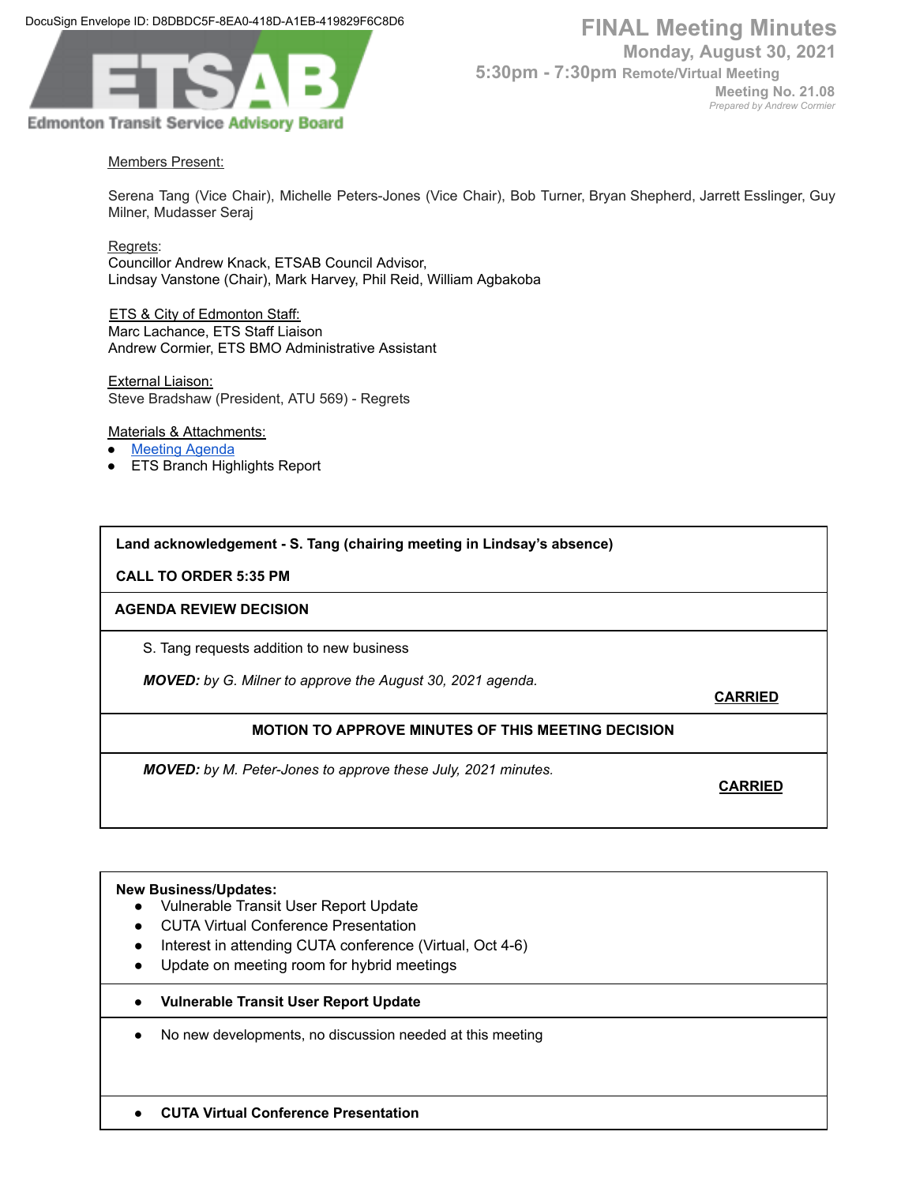DocuSign Envelope ID: D8DBDC5F-8EA0-418D-A1EB-419829F6C8D6

ETSAB

Edmonton Transit Service Advisory Board

# FINAL Meeting Minutes

**Monday, August 30, 2021**

**5:30pm - 7:30pm Remote/Virtual Meeting**

**Meeting No. 21.08**

*Prepared by Andrew Cormier*

Members Present:

Serena Tang (Vice Chair), Michelle Peters-Jones (Vice Chair), Bob Turner, Bryan Shepherd, Jarrett Esslinger, Guy Milner, Mudasser Seraj

Regrets:
Councillor Andrew Knack, ETSAB Council Advisor,
Lindsay Vanstone (Chair), Mark Harvey, Phil Reid, William Agbakoba

ETS & City of Edmonton Staff:
Marc Lachance, ETS Staff Liaison
Andrew Cormier, ETS BMO Administrative Assistant

External Liaison:
Steve Bradshaw (President, ATU 569) - Regrets

Materials & Attachments:

- Meeting Agenda
- ETS Branch Highlights Report

**Land acknowledgement - S. Tang (chairing meeting in Lindsay's absence)**

**CALL TO ORDER 5:35 PM**

**AGENDA REVIEW DECISION**

S. Tang requests addition to new business

***MOVED:*** *by G. Milner to approve the August 30, 2021 agenda.*

**CARRIED**

**MOTION TO APPROVE MINUTES OF THIS MEETING DECISION**

***MOVED:*** *by M. Peter-Jones to approve these July, 2021 minutes.*

**CARRIED**

**New Business/Updates:**

- Vulnerable Transit User Report Update
- CUTA Virtual Conference Presentation
- Interest in attending CUTA conference (Virtual, Oct 4-6)
- Update on meeting room for hybrid meetings

- **Vulnerable Transit User Report Update**

- No new developments, no discussion needed at this meeting

- **CUTA Virtual Conference Presentation**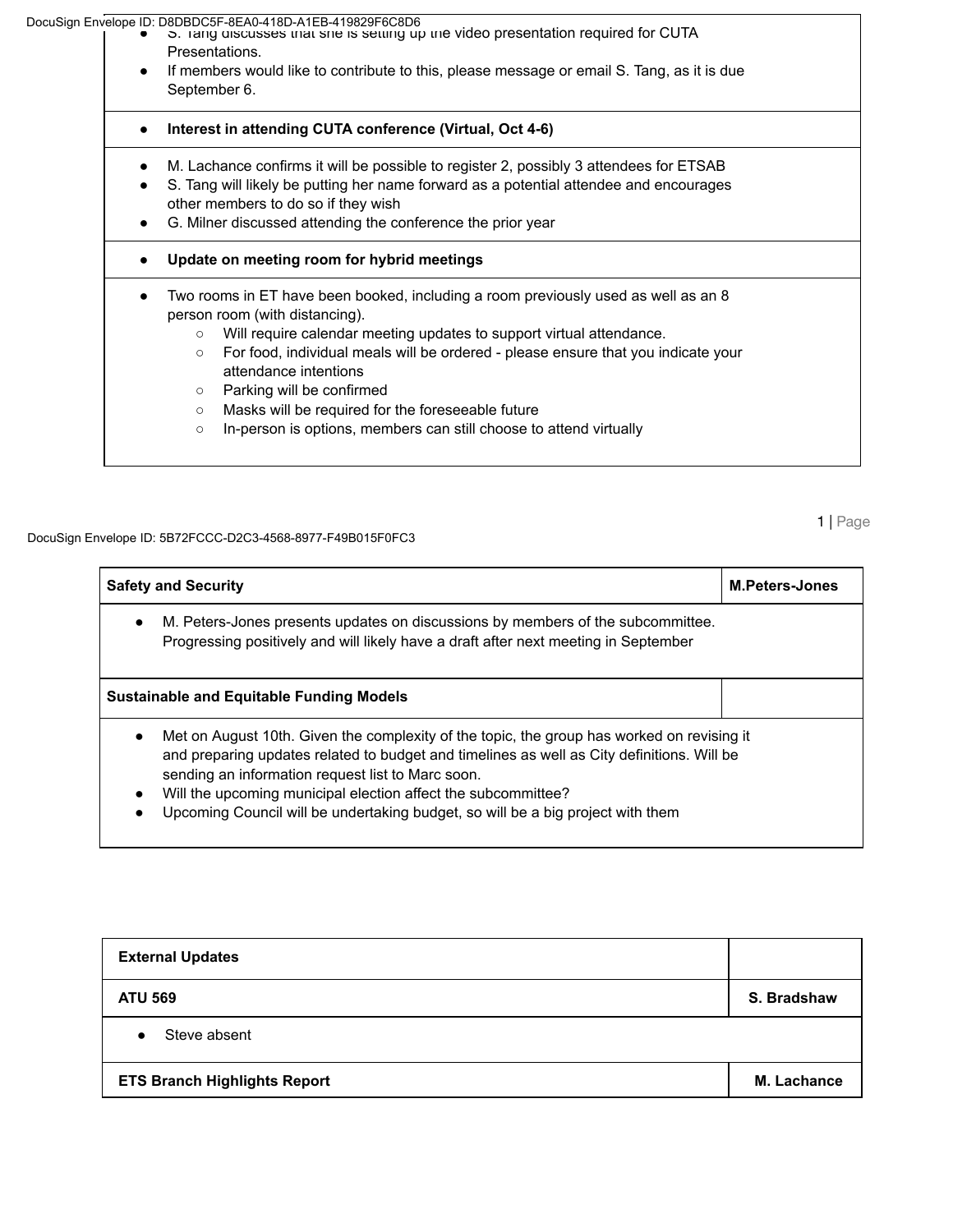- S. Tang discusses that she is setting up the video presentation required for CUTA Presentations.
- If members would like to contribute to this, please message or email S. Tang, as it is due September 6.

| - **Interest in attending CUTA conference (Virtual, Oct 4-6)** |
|---|
| - M. Lachance confirms it will be possible to register 2, possibly 3 attendees for ETSAB<br>- S. Tang will likely be putting her name forward as a potential attendee and encourages other members to do so if they wish<br>- G. Milner discussed attending the conference the prior year |
| - **Update on meeting room for hybrid meetings** |
| - Two rooms in ET have been booked, including a room previously used as well as an 8 person room (with distancing).<br>  - Will require calendar meeting updates to support virtual attendance.<br>  - For food, individual meals will be ordered - please ensure that you indicate your attendance intentions<br>  - Parking will be confirmed<br>  - Masks will be required for the foreseeable future<br>  - In-person is options, members can still choose to attend virtually |

| **Safety and Security** | **M.Peters-Jones** |
|---|---|
| - M. Peters-Jones presents updates on discussions by members of the subcommittee. Progressing positively and will likely have a draft after next meeting in September | |
| **Sustainable and Equitable Funding Models** | |
| - Met on August 10th. Given the complexity of the topic, the group has worked on revising it and preparing updates related to budget and timelines as well as City definitions. Will be sending an information request list to Marc soon.<br>- Will the upcoming municipal election affect the subcommittee?<br>- Upcoming Council will be undertaking budget, so will be a big project with them | |

| **External Updates** | |
|---|---|
| **ATU 569** | **S. Bradshaw** |
| - Steve absent | |
| **ETS Branch Highlights Report** | **M. Lachance** |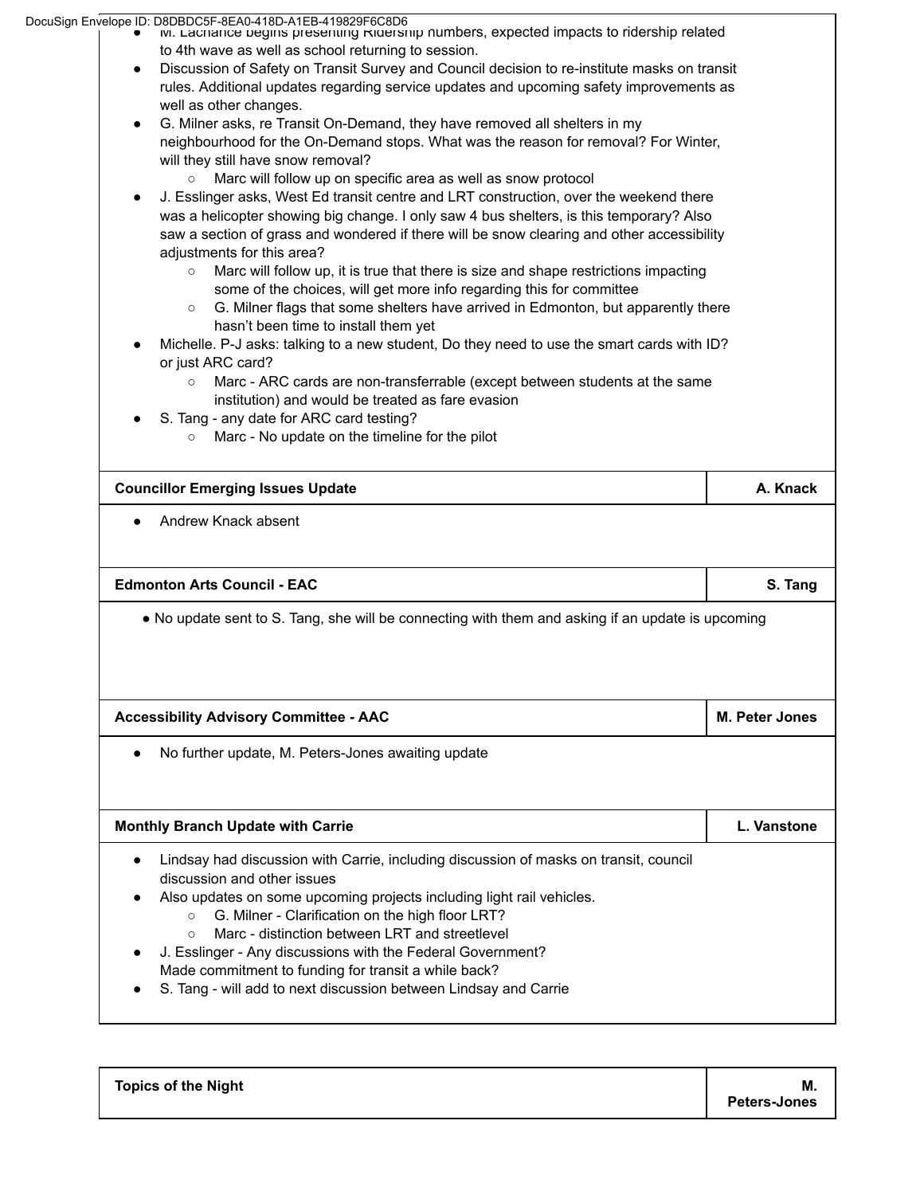- M. Lachance begins presenting Ridership numbers, expected impacts to ridership related to 4th wave as well as school returning to session.
- Discussion of Safety on Transit Survey and Council decision to re-institute masks on transit rules. Additional updates regarding service updates and upcoming safety improvements as well as other changes.
- G. Milner asks, re Transit On-Demand, they have removed all shelters in my neighbourhood for the On-Demand stops. What was the reason for removal? For Winter, will they still have snow removal?
  - Marc will follow up on specific area as well as snow protocol
- J. Esslinger asks, West Ed transit centre and LRT construction, over the weekend there was a helicopter showing big change. I only saw 4 bus shelters, is this temporary? Also saw a section of grass and wondered if there will be snow clearing and other accessibility adjustments for this area?
  - Marc will follow up, it is true that there is size and shape restrictions impacting some of the choices, will get more info regarding this for committee
  - G. Milner flags that some shelters have arrived in Edmonton, but apparently there hasn't been time to install them yet
- Michelle. P-J asks: talking to a new student, Do they need to use the smart cards with ID? or just ARC card?
  - Marc - ARC cards are non-transferrable (except between students at the same institution) and would be treated as fare evasion
- S. Tang - any date for ARC card testing?
  - Marc - No update on the timeline for the pilot

| **Councillor Emerging Issues Update** | **A. Knack** |
|---|---|
| • Andrew Knack absent | |

| **Edmonton Arts Council - EAC** | **S. Tang** |
|---|---|
| • No update sent to S. Tang, she will be connecting with them and asking if an update is upcoming | |

| **Accessibility Advisory Committee - AAC** | **M. Peter Jones** |
|---|---|
| • No further update, M. Peters-Jones awaiting update | |

| **Monthly Branch Update with Carrie** | **L. Vanstone** |
|---|---|
| • Lindsay had discussion with Carrie, including discussion of masks on transit, council discussion and other issues<br>• Also updates on some upcoming projects including light rail vehicles.<br>&nbsp;&nbsp;○ G. Milner - Clarification on the high floor LRT?<br>&nbsp;&nbsp;○ Marc - distinction between LRT and streetlevel<br>• J. Esslinger - Any discussions with the Federal Government? Made commitment to funding for transit a while back?<br>• S. Tang - will add to next discussion between Lindsay and Carrie | |

| **Topics of the Night** | **M. Peters-Jones** |
|---|---|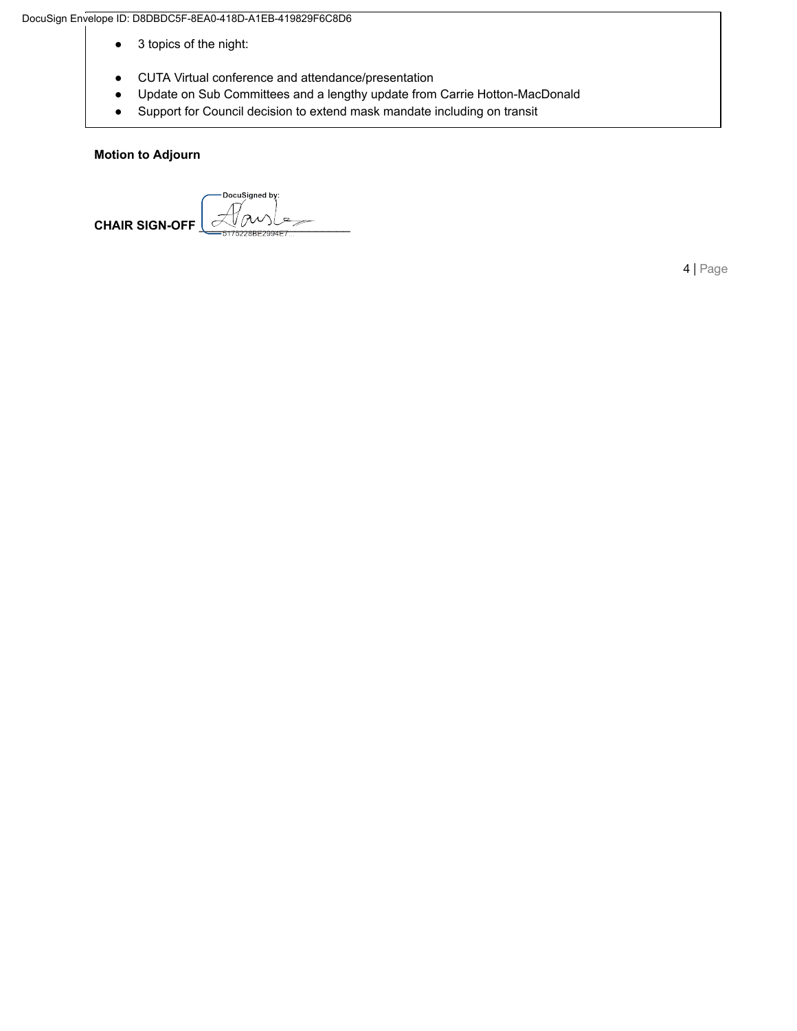- 3 topics of the night:

- CUTA Virtual conference and attendance/presentation
- Update on Sub Committees and a lengthy update from Carrie Hotton-MacDonald
- Support for Council decision to extend mask mandate including on transit

**Motion to Adjourn**

**CHAIR SIGN-OFF** ______________________